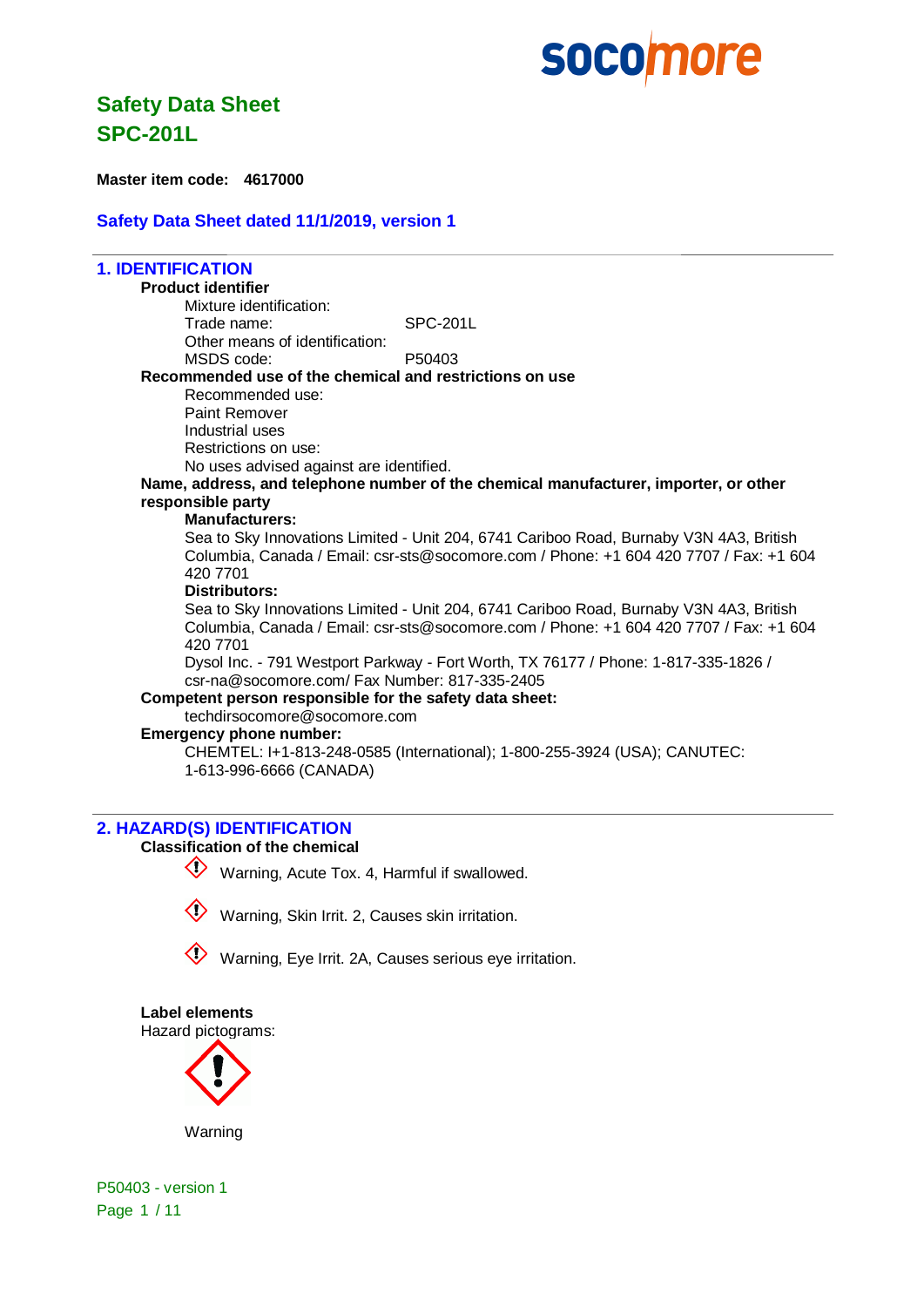# Safety Data Sheet
# SPC-201L

**Master item code: 4617000**

**Safety Data Sheet dated 11/1/2019, version 1**

## 1. IDENTIFICATION

**Product identifier**

Mixture identification:

Trade name: SPC-201L

Other means of identification:

MSDS code: P50403

**Recommended use of the chemical and restrictions on use**

Recommended use:

Paint Remover

Industrial uses

Restrictions on use:

No uses advised against are identified.

**Name, address, and telephone number of the chemical manufacturer, importer, or other responsible party**

**Manufacturers:**

Sea to Sky Innovations Limited - Unit 204, 6741 Cariboo Road, Burnaby V3N 4A3, British Columbia, Canada / Email: csr-sts@socomore.com / Phone: +1 604 420 7707 / Fax: +1 604 420 7701

**Distributors:**

Sea to Sky Innovations Limited - Unit 204, 6741 Cariboo Road, Burnaby V3N 4A3, British Columbia, Canada / Email: csr-sts@socomore.com / Phone: +1 604 420 7707 / Fax: +1 604 420 7701

Dysol Inc. - 791 Westport Parkway - Fort Worth, TX 76177 / Phone: 1-817-335-1826 / csr-na@socomore.com/ Fax Number: 817-335-2405

**Competent person responsible for the safety data sheet:**

techdirsocomore@socomore.com

**Emergency phone number:**

CHEMTEL: I+1-813-248-0585 (International); 1-800-255-3924 (USA); CANUTEC: 1-613-996-6666 (CANADA)

## 2. HAZARD(S) IDENTIFICATION

**Classification of the chemical**

Warning, Acute Tox. 4, Harmful if swallowed.

Warning, Skin Irrit. 2, Causes skin irritation.

Warning, Eye Irrit. 2A, Causes serious eye irritation.

**Label elements**

Hazard pictograms:

Warning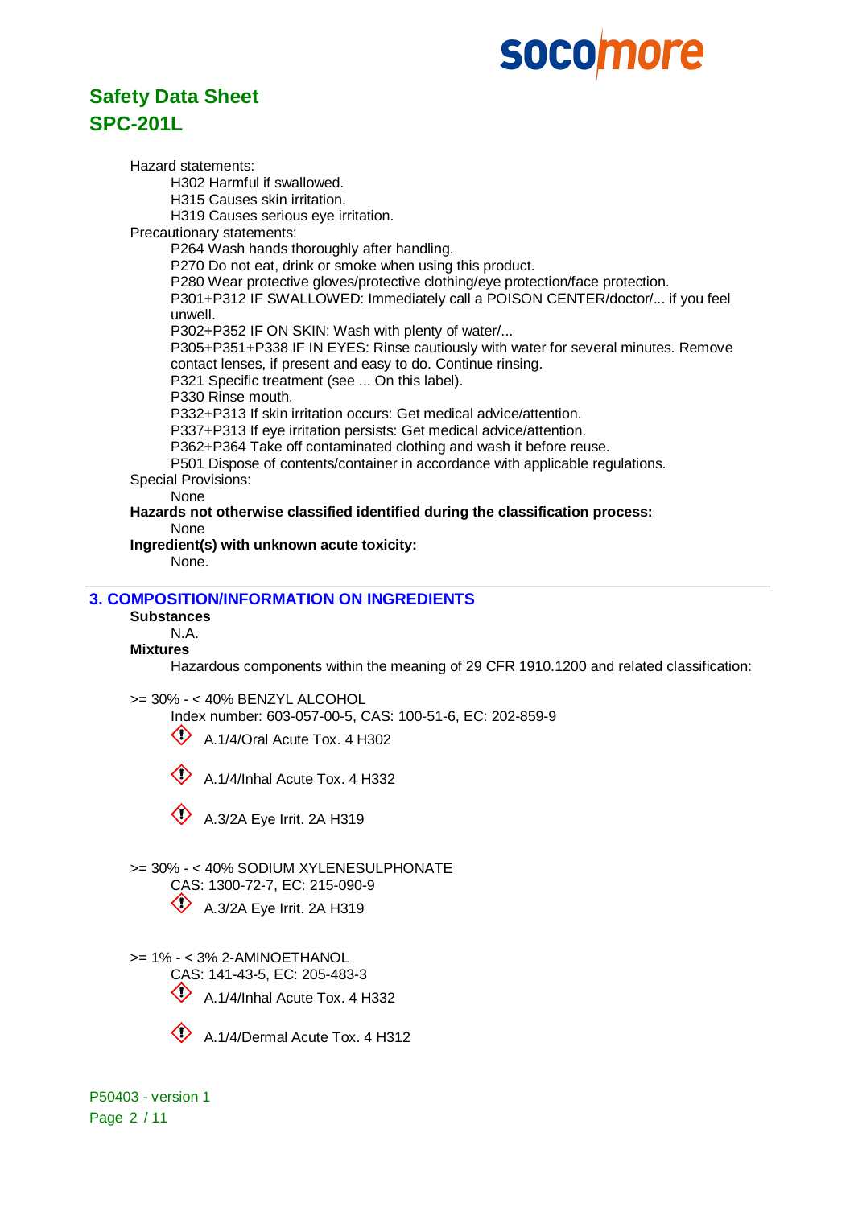Hazard statements:

H302 Harmful if swallowed.
H315 Causes skin irritation.
H319 Causes serious eye irritation.

Precautionary statements:

P264 Wash hands thoroughly after handling.
P270 Do not eat, drink or smoke when using this product.
P280 Wear protective gloves/protective clothing/eye protection/face protection.
P301+P312 IF SWALLOWED: Immediately call a POISON CENTER/doctor/... if you feel unwell.
P302+P352 IF ON SKIN: Wash with plenty of water/...
P305+P351+P338 IF IN EYES: Rinse cautiously with water for several minutes. Remove contact lenses, if present and easy to do. Continue rinsing.
P321 Specific treatment (see ... On this label).
P330 Rinse mouth.
P332+P313 If skin irritation occurs: Get medical advice/attention.
P337+P313 If eye irritation persists: Get medical advice/attention.
P362+P364 Take off contaminated clothing and wash it before reuse.
P501 Dispose of contents/container in accordance with applicable regulations.

Special Provisions:

None

**Hazards not otherwise classified identified during the classification process:**

None

**Ingredient(s) with unknown acute toxicity:**

None.

## 3. COMPOSITION/INFORMATION ON INGREDIENTS

**Substances**

N.A.

**Mixtures**

Hazardous components within the meaning of 29 CFR 1910.1200 and related classification:

>= 30% - < 40% BENZYL ALCOHOL

Index number: 603-057-00-5, CAS: 100-51-6, EC: 202-859-9

A.1/4/Oral Acute Tox. 4 H302

A.1/4/Inhal Acute Tox. 4 H332

A.3/2A Eye Irrit. 2A H319

>= 30% - < 40% SODIUM XYLENESULPHONATE

CAS: 1300-72-7, EC: 215-090-9

A.3/2A Eye Irrit. 2A H319

>= 1% - < 3% 2-AMINOETHANOL

CAS: 141-43-5, EC: 205-483-3

A.1/4/Inhal Acute Tox. 4 H332

A.1/4/Dermal Acute Tox. 4 H312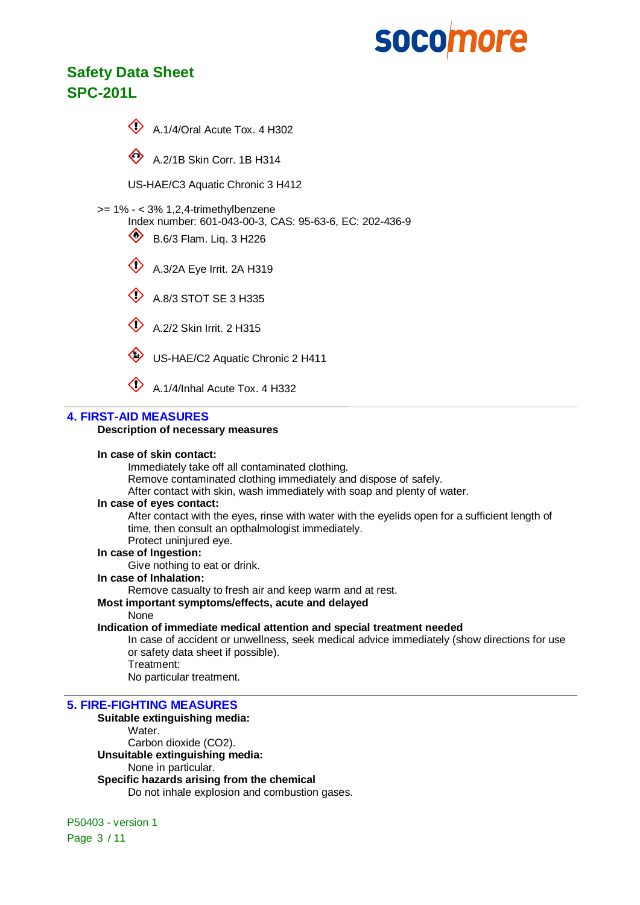A.1/4/Oral Acute Tox. 4 H302

A.2/1B Skin Corr. 1B H314

US-HAE/C3 Aquatic Chronic 3 H412

>= 1% - < 3% 1,2,4-trimethylbenzene
Index number: 601-043-00-3, CAS: 95-63-6, EC: 202-436-9

B.6/3 Flam. Liq. 3 H226

A.3/2A Eye Irrit. 2A H319

A.8/3 STOT SE 3 H335

A.2/2 Skin Irrit. 2 H315

US-HAE/C2 Aquatic Chronic 2 H411

A.1/4/Inhal Acute Tox. 4 H332

## 4. FIRST-AID MEASURES

**Description of necessary measures**

**In case of skin contact:**

Immediately take off all contaminated clothing.
Remove contaminated clothing immediately and dispose of safely.
After contact with skin, wash immediately with soap and plenty of water.

**In case of eyes contact:**

After contact with the eyes, rinse with water with the eyelids open for a sufficient length of time, then consult an opthalmologist immediately.
Protect uninjured eye.

**In case of Ingestion:**

Give nothing to eat or drink.

**In case of Inhalation:**

Remove casualty to fresh air and keep warm and at rest.

**Most important symptoms/effects, acute and delayed**

None

**Indication of immediate medical attention and special treatment needed**

In case of accident or unwellness, seek medical advice immediately (show directions for use or safety data sheet if possible).
Treatment:
No particular treatment.

## 5. FIRE-FIGHTING MEASURES

**Suitable extinguishing media:**

Water.
Carbon dioxide ($CO_2$).

**Unsuitable extinguishing media:**

None in particular.

**Specific hazards arising from the chemical**

Do not inhale explosion and combustion gases.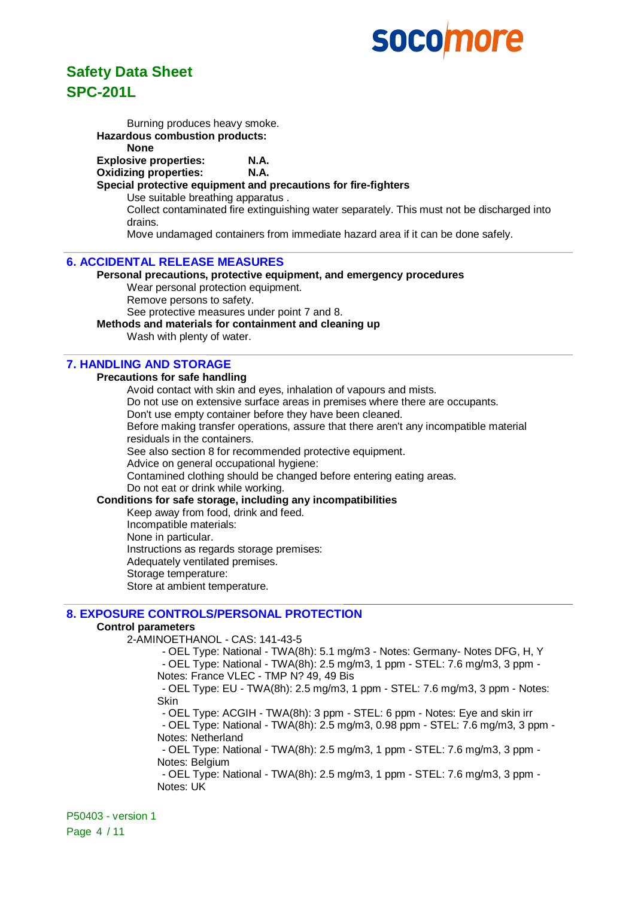Burning produces heavy smoke.

**Hazardous combustion products:**

**None**

**Explosive properties:** **N.A.**

**Oxidizing properties:** **N.A.**

**Special protective equipment and precautions for fire-fighters**

Use suitable breathing apparatus .

Collect contaminated fire extinguishing water separately. This must not be discharged into drains.

Move undamaged containers from immediate hazard area if it can be done safely.

## 6. ACCIDENTAL RELEASE MEASURES

**Personal precautions, protective equipment, and emergency procedures**

Wear personal protection equipment.

Remove persons to safety.

See protective measures under point 7 and 8.

**Methods and materials for containment and cleaning up**

Wash with plenty of water.

## 7. HANDLING AND STORAGE

**Precautions for safe handling**

Avoid contact with skin and eyes, inhalation of vapours and mists.

Do not use on extensive surface areas in premises where there are occupants.

Don't use empty container before they have been cleaned.

Before making transfer operations, assure that there aren't any incompatible material residuals in the containers.

See also section 8 for recommended protective equipment.

Advice on general occupational hygiene:

Contamined clothing should be changed before entering eating areas.

Do not eat or drink while working.

**Conditions for safe storage, including any incompatibilities**

Keep away from food, drink and feed.

Incompatible materials:

None in particular.

Instructions as regards storage premises:

Adequately ventilated premises.

Storage temperature:

Store at ambient temperature.

## 8. EXPOSURE CONTROLS/PERSONAL PROTECTION

**Control parameters**

2-AMINOETHANOL - CAS: 141-43-5

- OEL Type: National - TWA(8h): 5.1 mg/m3 - Notes: Germany- Notes DFG, H, Y
- OEL Type: National - TWA(8h): 2.5 mg/m3, 1 ppm - STEL: 7.6 mg/m3, 3 ppm - Notes: France VLEC - TMP N? 49, 49 Bis
- OEL Type: EU - TWA(8h): 2.5 mg/m3, 1 ppm - STEL: 7.6 mg/m3, 3 ppm - Notes: Skin
- OEL Type: ACGIH - TWA(8h): 3 ppm - STEL: 6 ppm - Notes: Eye and skin irr
- OEL Type: National - TWA(8h): 2.5 mg/m3, 0.98 ppm - STEL: 7.6 mg/m3, 3 ppm - Notes: Netherland
- OEL Type: National - TWA(8h): 2.5 mg/m3, 1 ppm - STEL: 7.6 mg/m3, 3 ppm - Notes: Belgium
- OEL Type: National - TWA(8h): 2.5 mg/m3, 1 ppm - STEL: 7.6 mg/m3, 3 ppm - Notes: UK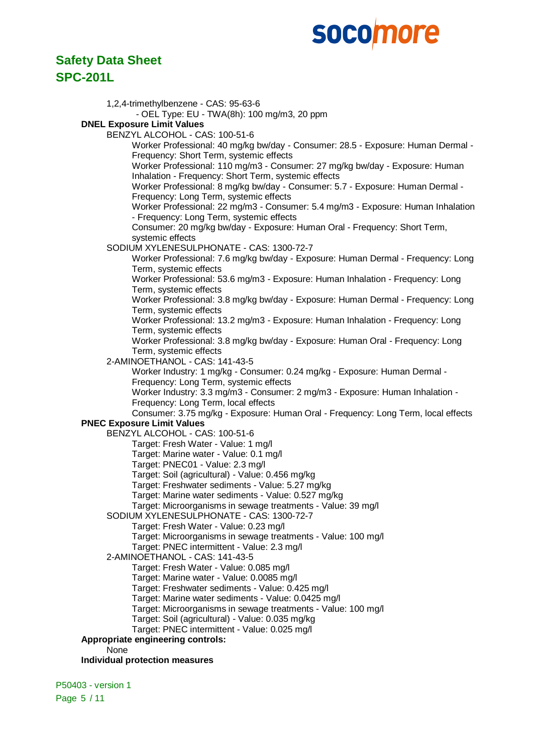1,2,4-trimethylbenzene - CAS: 95-63-6
- OEL Type: EU - TWA(8h): 100 mg/m3, 20 ppm

**DNEL Exposure Limit Values**

BENZYL ALCOHOL - CAS: 100-51-6

Worker Professional: 40 mg/kg bw/day - Consumer: 28.5 - Exposure: Human Dermal - Frequency: Short Term, systemic effects
Worker Professional: 110 mg/m3 - Consumer: 27 mg/kg bw/day - Exposure: Human Inhalation - Frequency: Short Term, systemic effects
Worker Professional: 8 mg/kg bw/day - Consumer: 5.7 - Exposure: Human Dermal - Frequency: Long Term, systemic effects
Worker Professional: 22 mg/m3 - Consumer: 5.4 mg/m3 - Exposure: Human Inhalation - Frequency: Long Term, systemic effects
Consumer: 20 mg/kg bw/day - Exposure: Human Oral - Frequency: Short Term, systemic effects

SODIUM XYLENESULPHONATE - CAS: 1300-72-7

Worker Professional: 7.6 mg/kg bw/day - Exposure: Human Dermal - Frequency: Long Term, systemic effects
Worker Professional: 53.6 mg/m3 - Exposure: Human Inhalation - Frequency: Long Term, systemic effects
Worker Professional: 3.8 mg/kg bw/day - Exposure: Human Dermal - Frequency: Long Term, systemic effects
Worker Professional: 13.2 mg/m3 - Exposure: Human Inhalation - Frequency: Long Term, systemic effects
Worker Professional: 3.8 mg/kg bw/day - Exposure: Human Oral - Frequency: Long Term, systemic effects

2-AMINOETHANOL - CAS: 141-43-5

Worker Industry: 1 mg/kg - Consumer: 0.24 mg/kg - Exposure: Human Dermal - Frequency: Long Term, systemic effects
Worker Industry: 3.3 mg/m3 - Consumer: 2 mg/m3 - Exposure: Human Inhalation - Frequency: Long Term, local effects
Consumer: 3.75 mg/kg - Exposure: Human Oral - Frequency: Long Term, local effects

**PNEC Exposure Limit Values**

BENZYL ALCOHOL - CAS: 100-51-6

Target: Fresh Water - Value: 1 mg/l
Target: Marine water - Value: 0.1 mg/l
Target: PNEC01 - Value: 2.3 mg/l
Target: Soil (agricultural) - Value: 0.456 mg/kg
Target: Freshwater sediments - Value: 5.27 mg/kg
Target: Marine water sediments - Value: 0.527 mg/kg
Target: Microorganisms in sewage treatments - Value: 39 mg/l

SODIUM XYLENESULPHONATE - CAS: 1300-72-7

Target: Fresh Water - Value: 0.23 mg/l
Target: Microorganisms in sewage treatments - Value: 100 mg/l
Target: PNEC intermittent - Value: 2.3 mg/l

2-AMINOETHANOL - CAS: 141-43-5

Target: Fresh Water - Value: 0.085 mg/l
Target: Marine water - Value: 0.0085 mg/l
Target: Freshwater sediments - Value: 0.425 mg/l
Target: Marine water sediments - Value: 0.0425 mg/l
Target: Microorganisms in sewage treatments - Value: 100 mg/l
Target: Soil (agricultural) - Value: 0.035 mg/kg
Target: PNEC intermittent - Value: 0.025 mg/l

**Appropriate engineering controls:**

None

**Individual protection measures**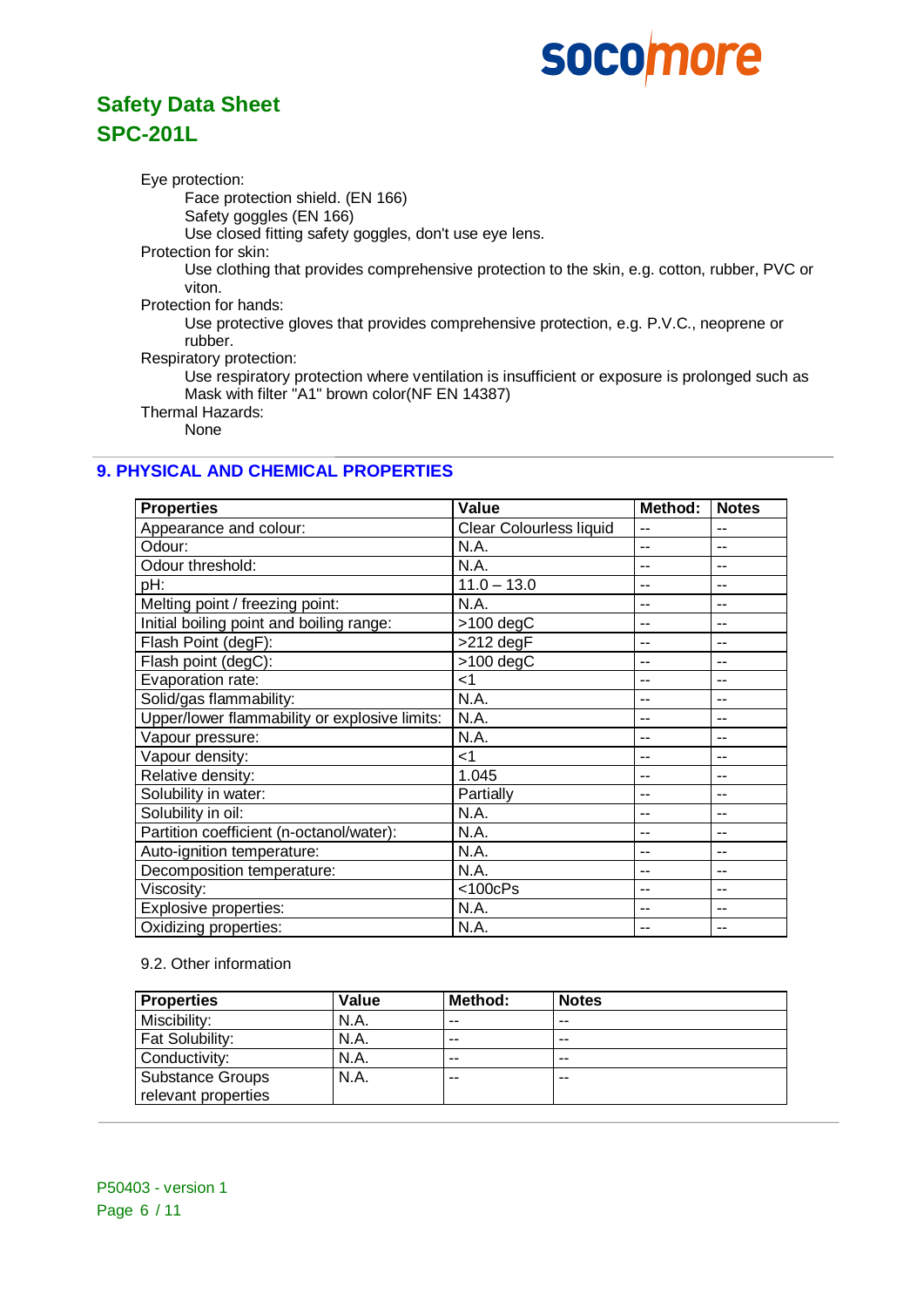Eye protection:

Face protection shield. (EN 166)
Safety goggles (EN 166)
Use closed fitting safety goggles, don't use eye lens.

Protection for skin:

Use clothing that provides comprehensive protection to the skin, e.g. cotton, rubber, PVC or viton.

Protection for hands:

Use protective gloves that provides comprehensive protection, e.g. P.V.C., neoprene or rubber.

Respiratory protection:

Use respiratory protection where ventilation is insufficient or exposure is prolonged such as Mask with filter "A1" brown color(NF EN 14387)

Thermal Hazards:

None

## 9. PHYSICAL AND CHEMICAL PROPERTIES

| Properties | Value | Method: | Notes |
|---|---|---|---|
| Appearance and colour: | Clear Colourless liquid | -- | -- |
| Odour: | N.A. | -- | -- |
| Odour threshold: | N.A. | -- | -- |
| pH: | 11.0 – 13.0 | -- | -- |
| Melting point / freezing point: | N.A. | -- | -- |
| Initial boiling point and boiling range: | >100 degC | -- | -- |
| Flash Point (degF): | >212 degF | -- | -- |
| Flash point (degC): | >100 degC | -- | -- |
| Evaporation rate: | <1 | -- | -- |
| Solid/gas flammability: | N.A. | -- | -- |
| Upper/lower flammability or explosive limits: | N.A. | -- | -- |
| Vapour pressure: | N.A. | -- | -- |
| Vapour density: | <1 | -- | -- |
| Relative density: | 1.045 | -- | -- |
| Solubility in water: | Partially | -- | -- |
| Solubility in oil: | N.A. | -- | -- |
| Partition coefficient (n-octanol/water): | N.A. | -- | -- |
| Auto-ignition temperature: | N.A. | -- | -- |
| Decomposition temperature: | N.A. | -- | -- |
| Viscosity: | <100cPs | -- | -- |
| Explosive properties: | N.A. | -- | -- |
| Oxidizing properties: | N.A. | -- | -- |

9.2. Other information

| Properties | Value | Method: | Notes |
|---|---|---|---|
| Miscibility: | N.A. | -- | -- |
| Fat Solubility: | N.A. | -- | -- |
| Conductivity: | N.A. | -- | -- |
| Substance Groups relevant properties | N.A. | -- | -- |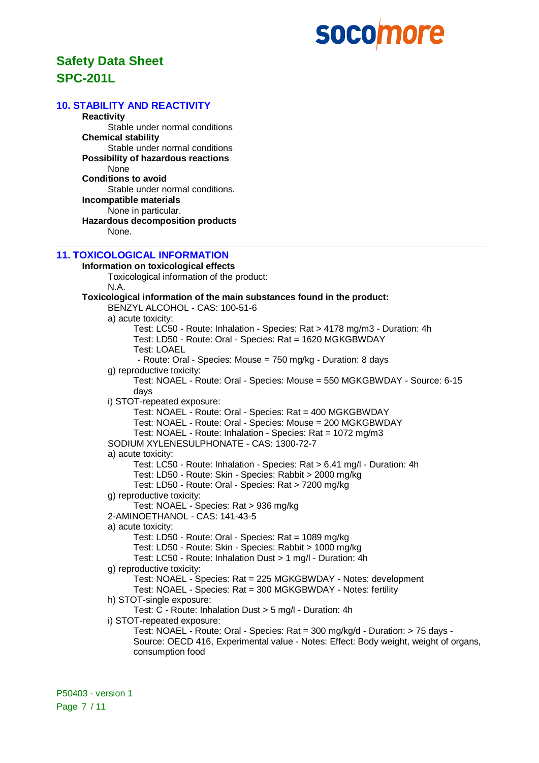# Safety Data Sheet
# SPC-201L

## 10. STABILITY AND REACTIVITY

**Reactivity**
Stable under normal conditions

**Chemical stability**
Stable under normal conditions

**Possibility of hazardous reactions**
None

**Conditions to avoid**
Stable under normal conditions.

**Incompatible materials**
None in particular.

**Hazardous decomposition products**
None.

---

## 11. TOXICOLOGICAL INFORMATION

**Information on toxicological effects**

Toxicological information of the product:
N.A.

**Toxicological information of the main substances found in the product:**

BENZYL ALCOHOL - CAS: 100-51-6

a) acute toxicity:
- Test: LC50 - Route: Inhalation - Species: Rat > 4178 mg/m3 - Duration: 4h
- Test: LD50 - Route: Oral - Species: Rat = 1620 MGKGBWDAY
- Test: LOAEL
  - Route: Oral - Species: Mouse = 750 mg/kg - Duration: 8 days

g) reproductive toxicity:
- Test: NOAEL - Route: Oral - Species: Mouse = 550 MGKGBWDAY - Source: 6-15 days

i) STOT-repeated exposure:
- Test: NOAEL - Route: Oral - Species: Rat = 400 MGKGBWDAY
- Test: NOAEL - Route: Oral - Species: Mouse = 200 MGKGBWDAY
- Test: NOAEL - Route: Inhalation - Species: Rat = 1072 mg/m3

SODIUM XYLENESULPHONATE - CAS: 1300-72-7

a) acute toxicity:
- Test: LC50 - Route: Inhalation - Species: Rat > 6.41 mg/l - Duration: 4h
- Test: LD50 - Route: Skin - Species: Rabbit > 2000 mg/kg
- Test: LD50 - Route: Oral - Species: Rat > 7200 mg/kg

g) reproductive toxicity:
- Test: NOAEL - Species: Rat > 936 mg/kg

2-AMINOETHANOL - CAS: 141-43-5

a) acute toxicity:
- Test: LD50 - Route: Oral - Species: Rat = 1089 mg/kg
- Test: LD50 - Route: Skin - Species: Rabbit > 1000 mg/kg
- Test: LC50 - Route: Inhalation Dust > 1 mg/l - Duration: 4h

g) reproductive toxicity:
- Test: NOAEL - Species: Rat = 225 MGKGBWDAY - Notes: development
- Test: NOAEL - Species: Rat = 300 MGKGBWDAY - Notes: fertility

h) STOT-single exposure:
- Test: C - Route: Inhalation Dust > 5 mg/l - Duration: 4h

i) STOT-repeated exposure:
- Test: NOAEL - Route: Oral - Species: Rat = 300 mg/kg/d - Duration: > 75 days - Source: OECD 416, Experimental value - Notes: Effect: Body weight, weight of organs, consumption food

P50403 - version 1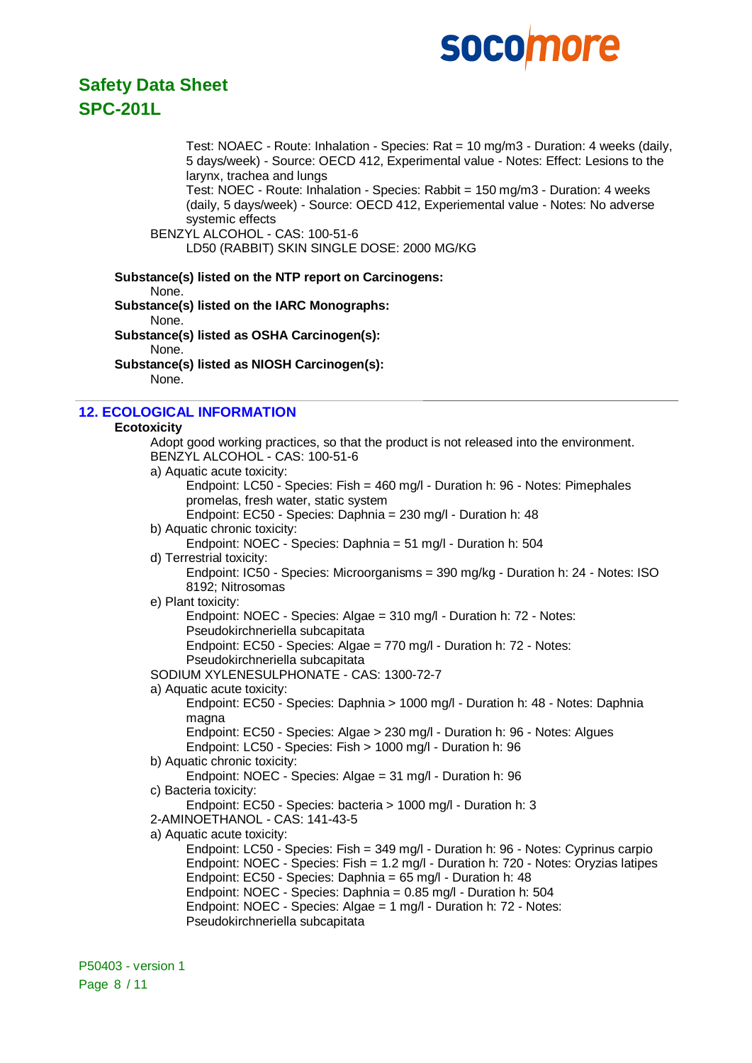Test: NOAEC - Route: Inhalation - Species: Rat = 10 mg/m3 - Duration: 4 weeks (daily, 5 days/week) - Source: OECD 412, Experimental value - Notes: Effect: Lesions to the larynx, trachea and lungs

Test: NOEC - Route: Inhalation - Species: Rabbit = 150 mg/m3 - Duration: 4 weeks (daily, 5 days/week) - Source: OECD 412, Experiemental value - Notes: No adverse systemic effects

BENZYL ALCOHOL - CAS: 100-51-6

LD50 (RABBIT) SKIN SINGLE DOSE: 2000 MG/KG

**Substance(s) listed on the NTP report on Carcinogens:**

None.

**Substance(s) listed on the IARC Monographs:**

None.

**Substance(s) listed as OSHA Carcinogen(s):**

None.

**Substance(s) listed as NIOSH Carcinogen(s):**

None.

## 12. ECOLOGICAL INFORMATION

**Ecotoxicity**

Adopt good working practices, so that the product is not released into the environment.

BENZYL ALCOHOL - CAS: 100-51-6

a) Aquatic acute toxicity:

Endpoint: LC50 - Species: Fish = 460 mg/l - Duration h: 96 - Notes: Pimephales promelas, fresh water, static system

Endpoint: EC50 - Species: Daphnia = 230 mg/l - Duration h: 48

b) Aquatic chronic toxicity:

Endpoint: NOEC - Species: Daphnia = 51 mg/l - Duration h: 504

d) Terrestrial toxicity:

Endpoint: IC50 - Species: Microorganisms = 390 mg/kg - Duration h: 24 - Notes: ISO 8192; Nitrosomas

e) Plant toxicity:

Endpoint: NOEC - Species: Algae = 310 mg/l - Duration h: 72 - Notes: Pseudokirchneriella subcapitata

Endpoint: EC50 - Species: Algae = 770 mg/l - Duration h: 72 - Notes: Pseudokirchneriella subcapitata

SODIUM XYLENESULPHONATE - CAS: 1300-72-7

a) Aquatic acute toxicity:

Endpoint: EC50 - Species: Daphnia > 1000 mg/l - Duration h: 48 - Notes: Daphnia magna

Endpoint: EC50 - Species: Algae > 230 mg/l - Duration h: 96 - Notes: Algues

Endpoint: LC50 - Species: Fish > 1000 mg/l - Duration h: 96

b) Aquatic chronic toxicity:

Endpoint: NOEC - Species: Algae = 31 mg/l - Duration h: 96

c) Bacteria toxicity:

Endpoint: EC50 - Species: bacteria > 1000 mg/l - Duration h: 3

2-AMINOETHANOL - CAS: 141-43-5

a) Aquatic acute toxicity:

Endpoint: LC50 - Species: Fish = 349 mg/l - Duration h: 96 - Notes: Cyprinus carpio

Endpoint: NOEC - Species: Fish = 1.2 mg/l - Duration h: 720 - Notes: Oryzias latipes

Endpoint: EC50 - Species: Daphnia = 65 mg/l - Duration h: 48

Endpoint: NOEC - Species: Daphnia = 0.85 mg/l - Duration h: 504

Endpoint: NOEC - Species: Algae = 1 mg/l - Duration h: 72 - Notes: Pseudokirchneriella subcapitata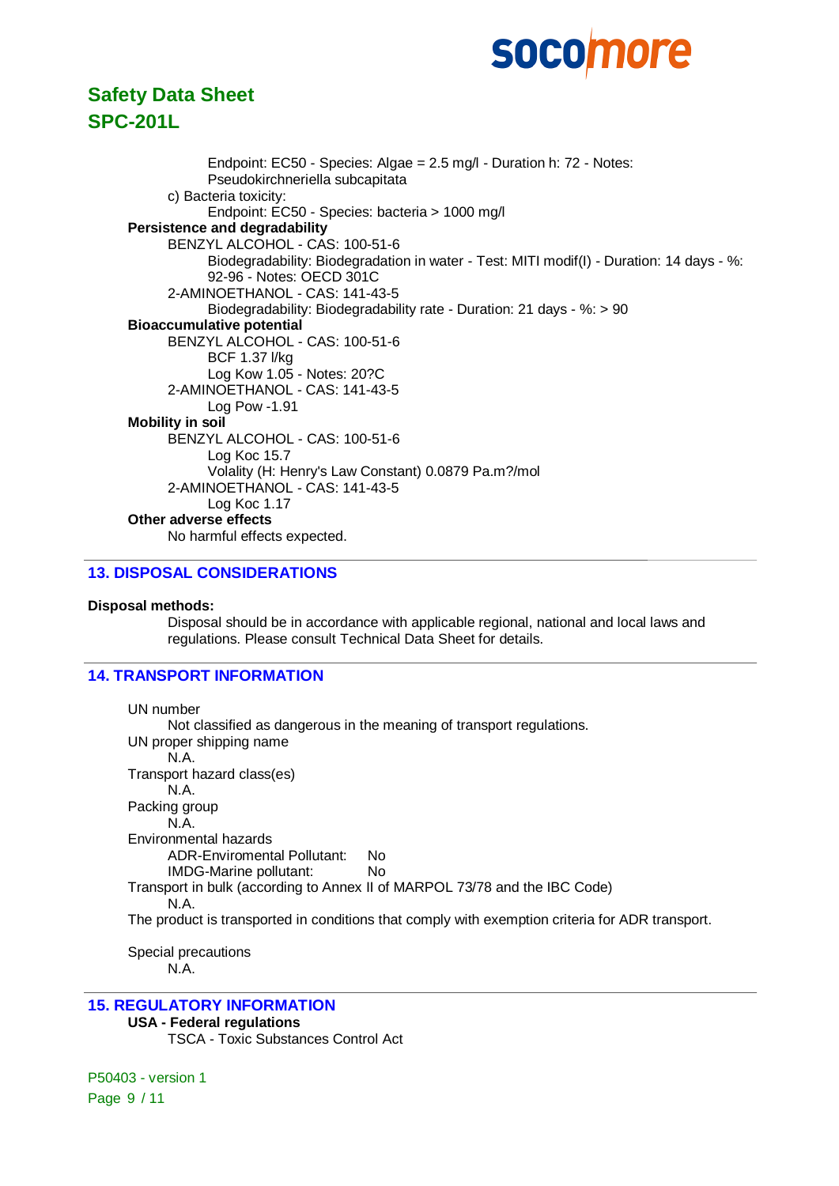Endpoint: EC50 - Species: Algae = 2.5 mg/l - Duration h: 72 - Notes: Pseudokirchneriella subcapitata

c) Bacteria toxicity:

Endpoint: EC50 - Species: bacteria > 1000 mg/l

**Persistence and degradability**

BENZYL ALCOHOL - CAS: 100-51-6

Biodegradability: Biodegradation in water - Test: MITI modif(I) - Duration: 14 days - %: 92-96 - Notes: OECD 301C

2-AMINOETHANOL - CAS: 141-43-5

Biodegradability: Biodegradability rate - Duration: 21 days - %: > 90

**Bioaccumulative potential**

BENZYL ALCOHOL - CAS: 100-51-6

BCF 1.37 l/kg

Log Kow 1.05 - Notes: 20?C

2-AMINOETHANOL - CAS: 141-43-5

Log Pow -1.91

**Mobility in soil**

BENZYL ALCOHOL - CAS: 100-51-6

Log Koc 15.7

Volality (H: Henry's Law Constant) 0.0879 Pa.m?/mol

2-AMINOETHANOL - CAS: 141-43-5

Log Koc 1.17

**Other adverse effects**

No harmful effects expected.

## 13. DISPOSAL CONSIDERATIONS

**Disposal methods:**

Disposal should be in accordance with applicable regional, national and local laws and regulations. Please consult Technical Data Sheet for details.

## 14. TRANSPORT INFORMATION

UN number

Not classified as dangerous in the meaning of transport regulations.

UN proper shipping name

N.A.

Transport hazard class(es)

N.A.

Packing group

N.A.

Environmental hazards

ADR-Enviromental Pollutant: No

IMDG-Marine pollutant: No

Transport in bulk (according to Annex II of MARPOL 73/78 and the IBC Code)

N.A.

The product is transported in conditions that comply with exemption criteria for ADR transport.

Special precautions

N.A.

## 15. REGULATORY INFORMATION

**USA - Federal regulations**

TSCA - Toxic Substances Control Act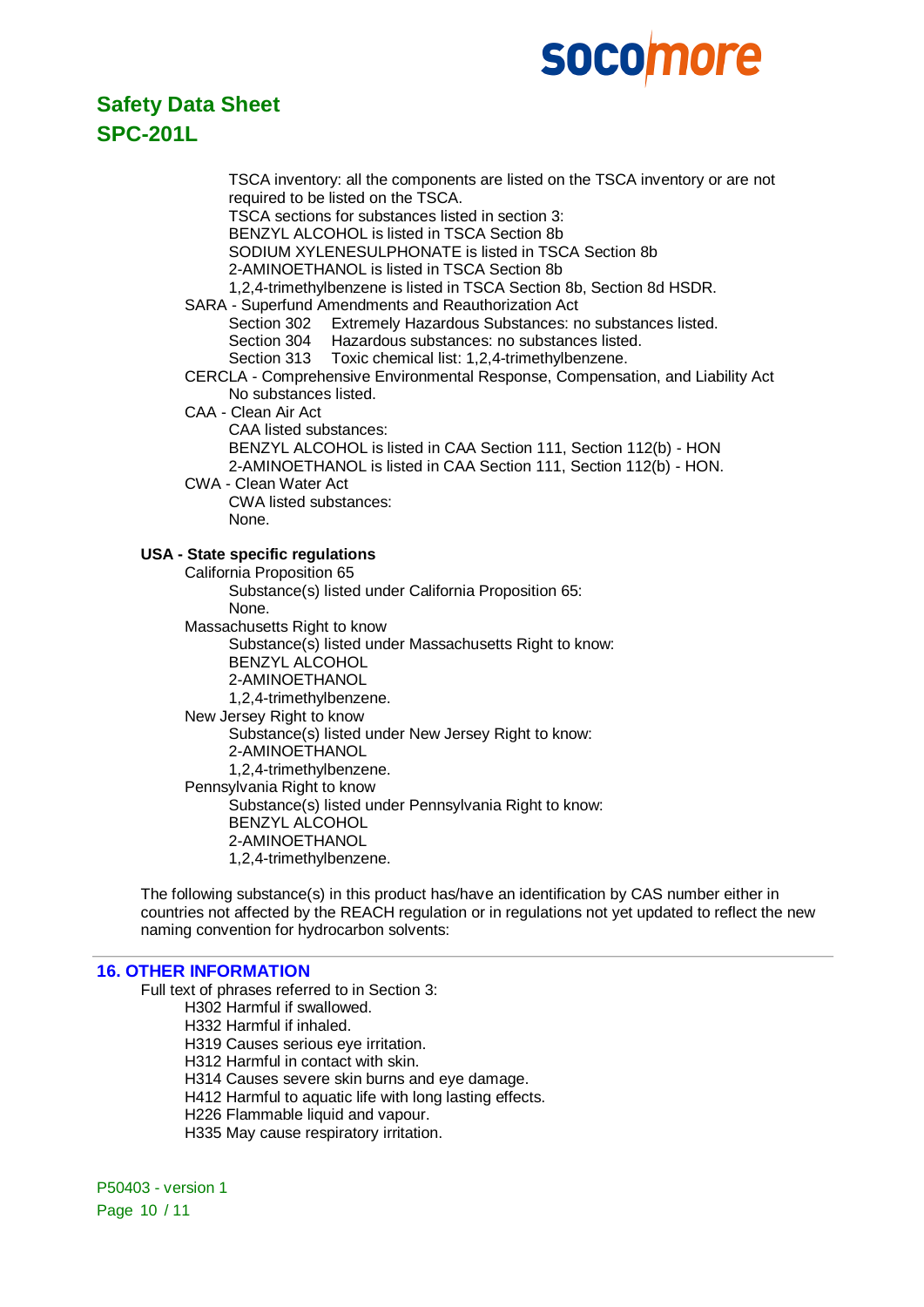TSCA inventory: all the components are listed on the TSCA inventory or are not required to be listed on the TSCA.

TSCA sections for substances listed in section 3:

BENZYL ALCOHOL is listed in TSCA Section 8b

SODIUM XYLENESULPHONATE is listed in TSCA Section 8b

2-AMINOETHANOL is listed in TSCA Section 8b

1,2,4-trimethylbenzene is listed in TSCA Section 8b, Section 8d HSDR.

SARA - Superfund Amendments and Reauthorization Act

Section 302 Extremely Hazardous Substances: no substances listed.

Section 304 Hazardous substances: no substances listed.

Section 313 Toxic chemical list: 1,2,4-trimethylbenzene.

CERCLA - Comprehensive Environmental Response, Compensation, and Liability Act

No substances listed.

CAA - Clean Air Act

CAA listed substances:

BENZYL ALCOHOL is listed in CAA Section 111, Section 112(b) - HON

2-AMINOETHANOL is listed in CAA Section 111, Section 112(b) - HON.

CWA - Clean Water Act

CWA listed substances:

None.

**USA - State specific regulations**

California Proposition 65

Substance(s) listed under California Proposition 65:

None.

Massachusetts Right to know

Substance(s) listed under Massachusetts Right to know:

BENZYL ALCOHOL

2-AMINOETHANOL

1,2,4-trimethylbenzene.

New Jersey Right to know

Substance(s) listed under New Jersey Right to know:

2-AMINOETHANOL

1,2,4-trimethylbenzene.

Pennsylvania Right to know

Substance(s) listed under Pennsylvania Right to know:

BENZYL ALCOHOL

2-AMINOETHANOL

1,2,4-trimethylbenzene.

The following substance(s) in this product has/have an identification by CAS number either in countries not affected by the REACH regulation or in regulations not yet updated to reflect the new naming convention for hydrocarbon solvents:

## 16. OTHER INFORMATION

Full text of phrases referred to in Section 3:

H302 Harmful if swallowed.

H332 Harmful if inhaled.

H319 Causes serious eye irritation.

H312 Harmful in contact with skin.

H314 Causes severe skin burns and eye damage.

H412 Harmful to aquatic life with long lasting effects.

H226 Flammable liquid and vapour.

H335 May cause respiratory irritation.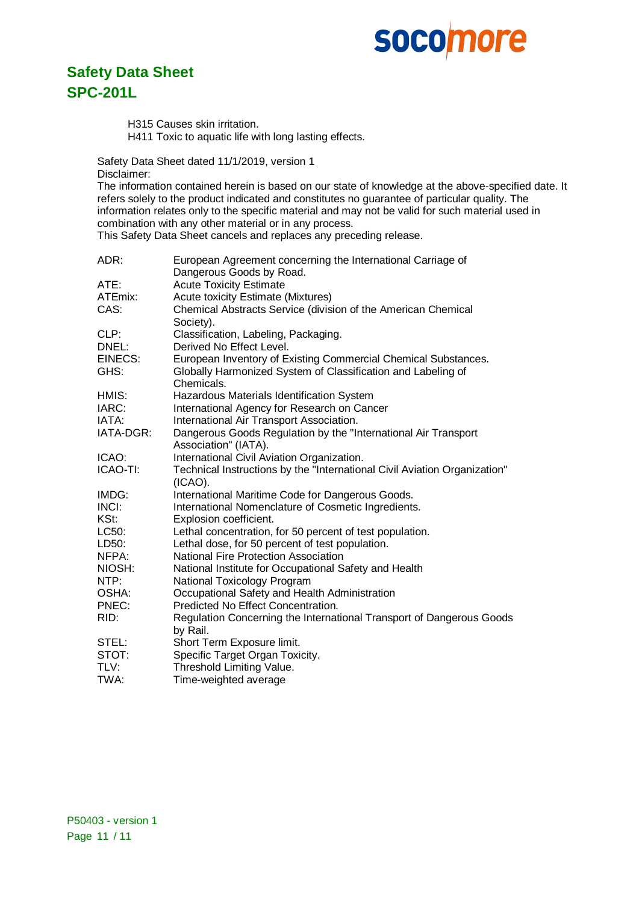H315 Causes skin irritation.
H411 Toxic to aquatic life with long lasting effects.

Safety Data Sheet dated 11/1/2019, version 1
Disclaimer:
The information contained herein is based on our state of knowledge at the above-specified date. It refers solely to the product indicated and constitutes no guarantee of particular quality. The information relates only to the specific material and may not be valid for such material used in combination with any other material or in any process.
This Safety Data Sheet cancels and replaces any preceding release.

| | |
|---|---|
| ADR: | European Agreement concerning the International Carriage of Dangerous Goods by Road. |
| ATE: | Acute Toxicity Estimate |
| ATEmix: | Acute toxicity Estimate (Mixtures) |
| CAS: | Chemical Abstracts Service (division of the American Chemical Society). |
| CLP: | Classification, Labeling, Packaging. |
| DNEL: | Derived No Effect Level. |
| EINECS: | European Inventory of Existing Commercial Chemical Substances. |
| GHS: | Globally Harmonized System of Classification and Labeling of Chemicals. |
| HMIS: | Hazardous Materials Identification System |
| IARC: | International Agency for Research on Cancer |
| IATA: | International Air Transport Association. |
| IATA-DGR: | Dangerous Goods Regulation by the "International Air Transport Association" (IATA). |
| ICAO: | International Civil Aviation Organization. |
| ICAO-TI: | Technical Instructions by the "International Civil Aviation Organization" (ICAO). |
| IMDG: | International Maritime Code for Dangerous Goods. |
| INCI: | International Nomenclature of Cosmetic Ingredients. |
| KSt: | Explosion coefficient. |
| LC50: | Lethal concentration, for 50 percent of test population. |
| LD50: | Lethal dose, for 50 percent of test population. |
| NFPA: | National Fire Protection Association |
| NIOSH: | National Institute for Occupational Safety and Health |
| NTP: | National Toxicology Program |
| OSHA: | Occupational Safety and Health Administration |
| PNEC: | Predicted No Effect Concentration. |
| RID: | Regulation Concerning the International Transport of Dangerous Goods by Rail. |
| STEL: | Short Term Exposure limit. |
| STOT: | Specific Target Organ Toxicity. |
| TLV: | Threshold Limiting Value. |
| TWA: | Time-weighted average |